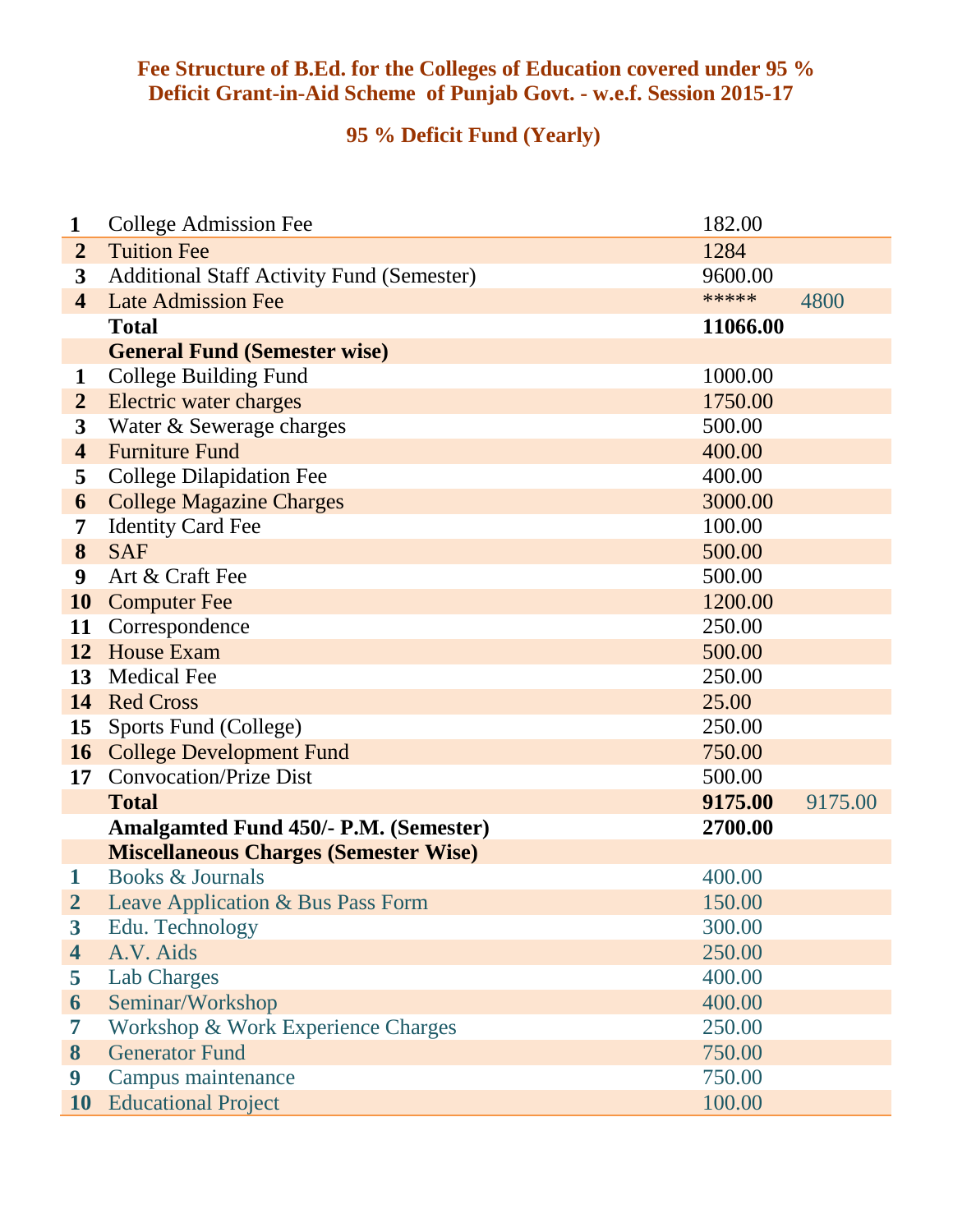**Fee Structure of B.Ed. for the Colleges of Education covered under 95 % Deficit Grant-in-Aid Scheme of Punjab Govt. - w.e.f. Session 2015-17**

**95 % Deficit Fund (Yearly)**

| | | | |
|---|---|---|---|
| **1** | College Admission Fee | 182.00 | |
| **2** | Tuition Fee | 1284 | |
| **3** | Additional Staff Activity Fund (Semester) | 9600.00 | |
| **4** | Late Admission Fee | ***** | 4800 |
| | **Total** | **11066.00** | |
| | **General Fund (Semester wise)** | | |
| **1** | College Building Fund | 1000.00 | |
| **2** | Electric water charges | 1750.00 | |
| **3** | Water & Sewerage charges | 500.00 | |
| **4** | Furniture Fund | 400.00 | |
| **5** | College Dilapidation Fee | 400.00 | |
| **6** | College Magazine Charges | 3000.00 | |
| **7** | Identity Card Fee | 100.00 | |
| **8** | SAF | 500.00 | |
| **9** | Art & Craft Fee | 500.00 | |
| **10** | Computer Fee | 1200.00 | |
| **11** | Correspondence | 250.00 | |
| **12** | House Exam | 500.00 | |
| **13** | Medical Fee | 250.00 | |
| **14** | Red Cross | 25.00 | |
| **15** | Sports Fund (College) | 250.00 | |
| **16** | College Development Fund | 750.00 | |
| **17** | Convocation/Prize Dist | 500.00 | |
| | **Total** | **9175.00** | 9175.00 |
| | **Amalgamted Fund 450/- P.M. (Semester)** | **2700.00** | |
| | **Miscellaneous Charges (Semester Wise)** | | |
| **1** | Books & Journals | 400.00 | |
| **2** | Leave Application & Bus Pass Form | 150.00 | |
| **3** | Edu. Technology | 300.00 | |
| **4** | A.V. Aids | 250.00 | |
| **5** | Lab Charges | 400.00 | |
| **6** | Seminar/Workshop | 400.00 | |
| **7** | Workshop & Work Experience Charges | 250.00 | |
| **8** | Generator Fund | 750.00 | |
| **9** | Campus maintenance | 750.00 | |
| **10** | Educational Project | 100.00 | |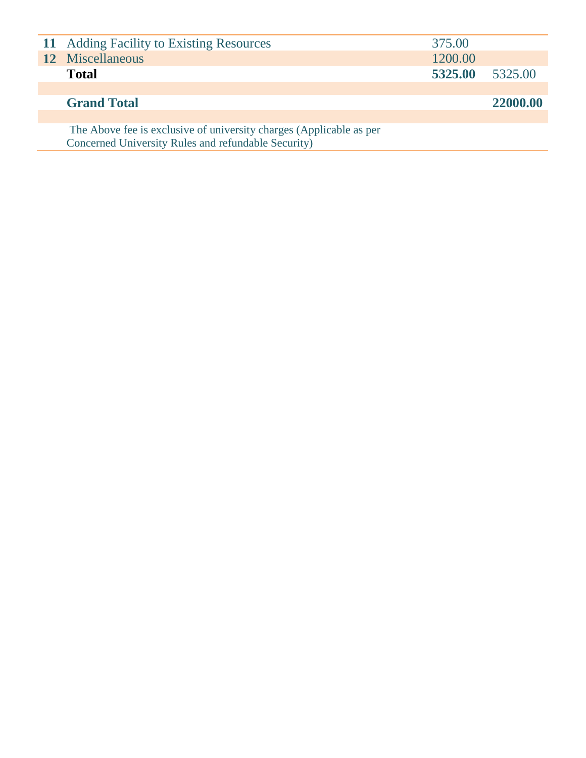| | | | |
|---|---|---|---|
| **11** | Adding Facility to Existing Resources | 375.00 | |
| **12** | Miscellaneous | 1200.00 | |
| | **Total** | **5325.00** | 5325.00 |
| | | | |
| | **Grand Total** | | **22000.00** |
| | | | |
| | The Above fee is exclusive of university charges (Applicable as per Concerned University Rules and refundable Security) | | |